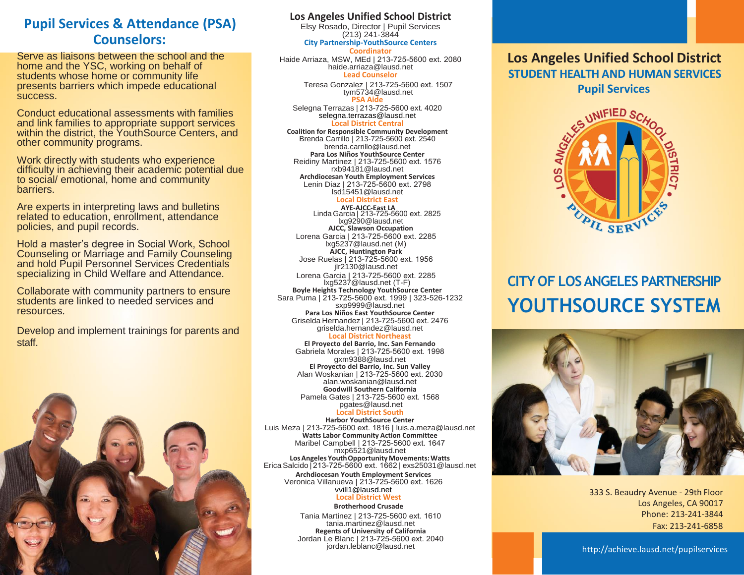## Pupil Services & Attendance (PSA) Counselors:

Serve as liaisons between the school and the home and the YSC, working on behalf of students whose home or community life presents barriers which impede educational success.

Conduct educational assessments with families and link families to appropriate support services within the district, the YouthSource Centers, and other community programs.

Work directly with students who experience difficulty in achieving their academic potential due to social/ emotional, home and community barriers.

Are experts in interpreting laws and bulletins related to education, enrollment, attendance policies, and pupil records.

Hold a master's degree in Social Work, School Counseling or Marriage and Family Counseling and hold Pupil Personnel Services Credentials specializing in Child Welfare and Attendance.

Collaborate with community partners to ensure students are linked to needed services and resources.

Develop and implement trainings for parents and staff.

## Los Angeles Unified School District

Elsy Rosado, Director | Pupil Services
(213) 241-3844

**City Partnership-YouthSource Centers**

**Coordinator**
Haide Arriaza, MSW, MEd | 213-725-5600 ext. 2080
haide.arriaza@lausd.net

**Lead Counselor**
Teresa Gonzalez | 213-725-5600 ext. 1507
tym5734@lausd.net

**PSA Aide**
Selegna Terrazas | 213-725-5600 ext. 4020
selegna.terrazas@lausd.net

### Local District Central

**Coalition for Responsible Community Development**
Brenda Carrillo | 213-725-5600 ext. 2540
brenda.carrillo@lausd.net

**Para Los Niños YouthSource Center**
Reidiny Martinez | 213-725-5600 ext. 1576
rxb94181@lausd.net

**Archdiocesan Youth Employment Services**
Lenin Diaz | 213-725-5600 ext. 2798
lsd15451@lausd.net

### Local District East

**AYE-AJCC-East LA**
Linda Garcia | 213-725-5600 ext. 2825
lxg9290@lausd.net

**AJCC, Slawson Occupation**
Lorena Garcia | 213-725-5600 ext. 2285
lxg5237@lausd.net (M)

**AJCC, Huntington Park**
Jose Ruelas | 213-725-5600 ext. 1956
jlr2130@lausd.net
Lorena Garcia | 213-725-5600 ext. 2285
lxg5237@lausd.net (T-F)

**Boyle Heights Technology YouthSource Center**
Sara Puma | 213-725-5600 ext. 1999 | 323-526-1232
sxp9999@lausd.net

**Para Los Niños East YouthSource Center**
Griselda Hernandez | 213-725-5600 ext. 2476
griselda.hernandez@lausd.net

### Local District Northeast

**El Proyecto del Barrio, Inc. San Fernando**
Gabriela Morales | 213-725-5600 ext. 1998
gxm9388@lausd.net

**El Proyecto del Barrio, Inc. Sun Valley**
Alan Woskanian | 213-725-5600 ext. 2030
alan.woskanian@lausd.net

**Goodwill Southern California**
Pamela Gates | 213-725-5600 ext. 1568
pgates@lausd.net

### Local District South

**Harbor YouthSource Center**
Luis Meza | 213-725-5600 ext. 1816 | luis.a.meza@lausd.net

**Watts Labor Community Action Committee**
Maribel Campbell | 213-725-5600 ext. 1647
mxp6521@lausd.net

**Los Angeles Youth Opportunity Movements: Watts**
Erica Salcido | 213-725-5600 ext. 1662 | exs25031@lausd.net

**Archdiocesan Youth Employment Services**
Veronica Villanueva | 213-725-5600 ext. 1626
vvill1@lausd.net

### Local District West

**Brotherhood Crusade**
Tania Martinez | 213-725-5600 ext. 1610
tania.martinez@lausd.net

**Regents of University of California**
Jordan Le Blanc | 213-725-5600 ext. 2040
jordan.leblanc@lausd.net

# Los Angeles Unified School District

## STUDENT HEALTH AND HUMAN SERVICES

## Pupil Services

Los Angeles Unified School District • Pupil Services

# CITY OF LOS ANGELES PARTNERSHIP

# YOUTHSOURCE SYSTEM

333 S. Beaudry Avenue - 29th Floor
Los Angeles, CA 90017
Phone: 213-241-3844
Fax: 213-241-6858

http://achieve.lausd.net/pupilservices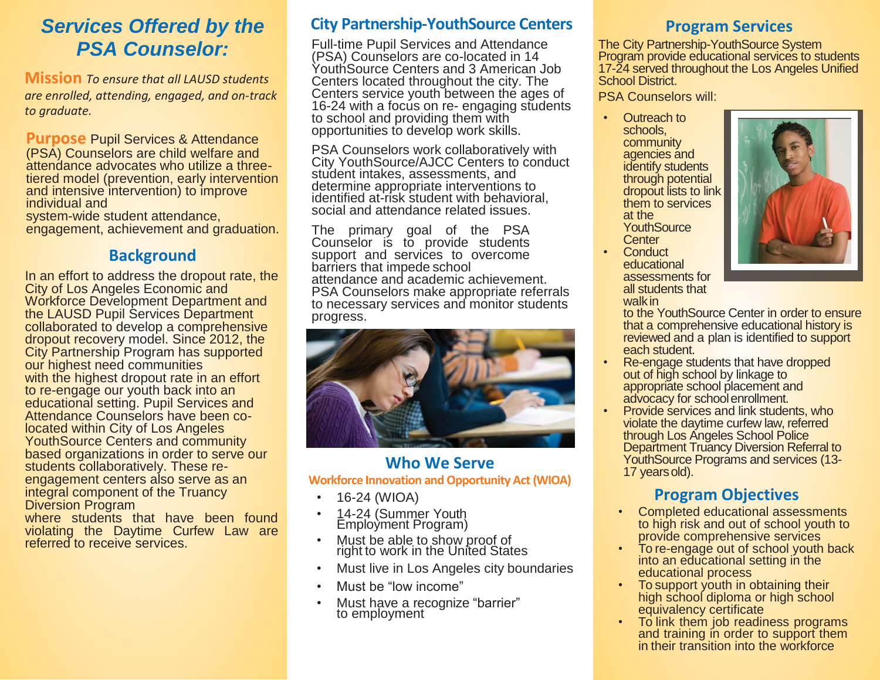# Services Offered by the PSA Counselor:

**Mission** *To ensure that all LAUSD students are enrolled, attending, engaged, and on-track to graduate.*

**Purpose** Pupil Services & Attendance (PSA) Counselors are child welfare and attendance advocates who utilize a three-tiered model (prevention, early intervention and intensive intervention) to improve individual and system-wide student attendance, engagement, achievement and graduation.

## Background

In an effort to address the dropout rate, the City of Los Angeles Economic and Workforce Development Department and the LAUSD Pupil Services Department collaborated to develop a comprehensive dropout recovery model. Since 2012, the City Partnership Program has supported our highest need communities with the highest dropout rate in an effort to re-engage our youth back into an educational setting. Pupil Services and Attendance Counselors have been co-located within City of Los Angeles YouthSource Centers and community based organizations in order to serve our students collaboratively. These re-engagement centers also serve as an integral component of the Truancy Diversion Program where students that have been found violating the Daytime Curfew Law are referred to receive services.

## City Partnership-YouthSource Centers

Full-time Pupil Services and Attendance (PSA) Counselors are co-located in 14 YouthSource Centers and 3 American Job Centers located throughout the city. The Centers service youth between the ages of 16-24 with a focus on re- engaging students to school and providing them with opportunities to develop work skills.

PSA Counselors work collaboratively with City YouthSource/AJCC Centers to conduct student intakes, assessments, and determine appropriate interventions to identified at-risk student with behavioral, social and attendance related issues.

The primary goal of the PSA Counselor is to provide students support and services to overcome barriers that impede school attendance and academic achievement. PSA Counselors make appropriate referrals to necessary services and monitor students progress.

## Who We Serve

**Workforce Innovation and Opportunity Act (WIOA)**

- 16-24 (WIOA)
- 14-24 (Summer Youth Employment Program)
- Must be able to show proof of right to work in the United States
- Must live in Los Angeles city boundaries
- Must be "low income"
- Must have a recognize "barrier" to employment

## Program Services

The City Partnership-YouthSource System Program provide educational services to students 17-24 served throughout the Los Angeles Unified School District.

PSA Counselors will:

- Outreach to schools, community agencies and identify students through potential dropout lists to link them to services at the YouthSource Center
- Conduct educational assessments for all students that walk in to the YouthSource Center in order to ensure that a comprehensive educational history is reviewed and a plan is identified to support each student.
- Re-engage students that have dropped out of high school by linkage to appropriate school placement and advocacy for school enrollment.
- Provide services and link students, who violate the daytime curfew law, referred through Los Angeles School Police Department Truancy Diversion Referral to YouthSource Programs and services (13-17 years old).

## Program Objectives

- Completed educational assessments to high risk and out of school youth to provide comprehensive services
- To re-engage out of school youth back into an educational setting in the educational process
- To support youth in obtaining their high school diploma or high school equivalency certificate
- To link them job readiness programs and training in order to support them in their transition into the workforce